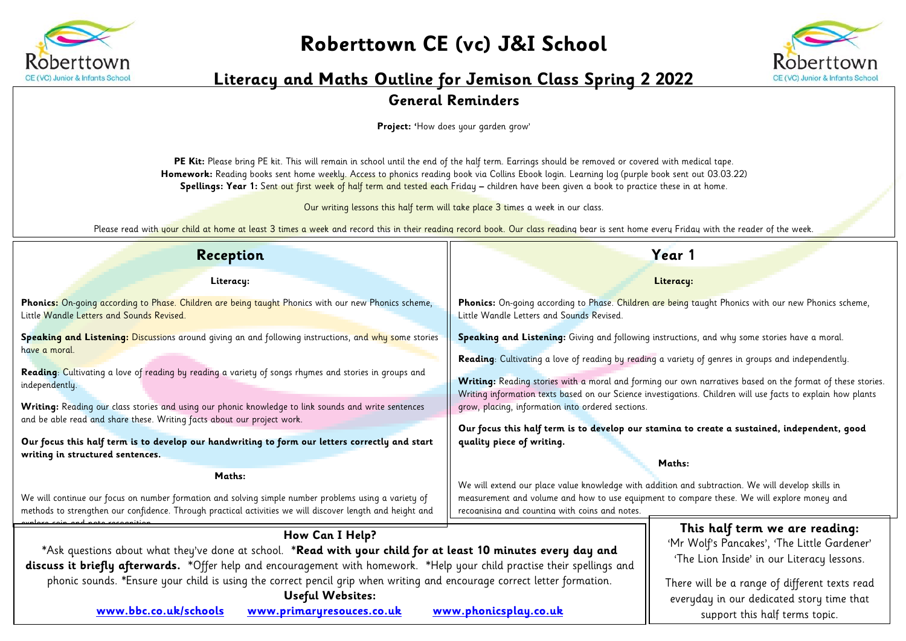# Roberttown CE (vc) J&I School

## Literacy and Maths Outline for Jemison Class Spring 2 2022

### General Reminders

**Project:** 'How does your garden grow'

**PE Kit:** Please bring PE kit. This will remain in school until the end of the half term. Earrings should be removed or covered with medical tape.
**Homework:** Reading books sent home weekly. Access to phonics reading book via Collins Ebook login. Learning log (purple book sent out 03.03.22)
**Spellings: Year 1:** Sent out first week of half term and tested each Friday – children have been given a book to practice these in at home.

Our writing lessons this half term will take place 3 times a week in our class.

Please read with your child at home at least 3 times a week and record this in their reading record book. Our class reading bear is sent home every Friday with the reader of the week.

## Reception

**Literacy:**

**Phonics:** On-going according to Phase. Children are being taught Phonics with our new Phonics scheme, Little Wandle Letters and Sounds Revised.

**Speaking and Listening:** Discussions around giving an and following instructions, and why some stories have a moral.

**Reading**: Cultivating a love of reading by reading a variety of songs rhymes and stories in groups and independently.

**Writing:** Reading our class stories and using our phonic knowledge to link sounds and write sentences and be able read and share these. Writing facts about our project work.

**Our focus this half term is to develop our handwriting to form our letters correctly and start writing in structured sentences.**

**Maths:**

We will continue our focus on number formation and solving simple number problems using a variety of methods to strengthen our confidence. Through practical activities we will discover length and height and explore coin and note recognition.

## Year 1

**Literacy:**

**Phonics:** On-going according to Phase. Children are being taught Phonics with our new Phonics scheme, Little Wandle Letters and Sounds Revised.

**Speaking and Listening:** Giving and following instructions, and why some stories have a moral.

**Reading**: Cultivating a love of reading by reading a variety of genres in groups and independently.

**Writing:** Reading stories with a moral and forming our own narratives based on the format of these stories. Writing information texts based on our Science investigations. Children will use facts to explain how plants grow, placing, information into ordered sections.

**Our focus this half term is to develop our stamina to create a sustained, independent, good quality piece of writing.**

**Maths:**

We will extend our place value knowledge with addition and subtraction. We will develop skills in measurement and volume and how to use equipment to compare these. We will explore money and recognising and counting with coins and notes.

### How Can I Help?

*Ask questions about what they've done at school. ***Read with your child for at least 10 minutes every day and discuss it briefly afterwards.*** *Offer help and encouragement with homework. *Help your child practise their spellings and phonic sounds. *Ensure your child is using the correct pencil grip when writing and encourage correct letter formation.

**Useful Websites:**

**www.bbc.co.uk/schools** **www.primaryresouces.co.uk** **www.phonicsplay.co.uk**

### This half term we are reading:

'Mr Wolf's Pancakes', 'The Little Gardener' 'The Lion Inside' in our Literacy lessons.

There will be a range of different texts read everyday in our dedicated story time that support this half terms topic.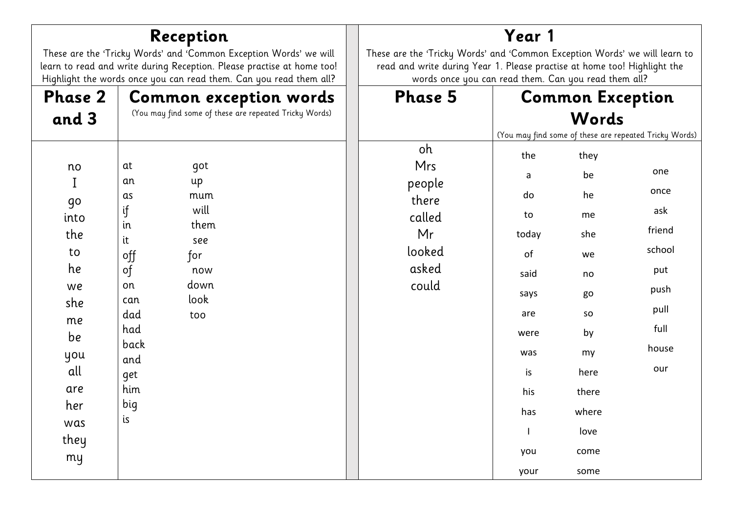## Reception

These are the 'Tricky Words' and 'Common Exception Words' we will learn to read and write during Reception. Please practise at home too! Highlight the words once you can read them. Can you read them all?

| Phase 2 and 3 | Common exception words (You may find some of these are repeated Tricky Words) | |
|---|---|---|
| no | at | got |
| I | an | up |
| go | as | mum |
| into | if | will |
| the | in | them |
| to | it | see |
| he | off | for |
| we | of | now |
| she | on | down |
| me | can | look |
| be | dad | too |
| you | had | |
| all | back | |
| are | and | |
| her | get | |
| was | him | |
| they | big | |
| my | is | |

## Year 1

These are the 'Tricky Words' and 'Common Exception Words' we will learn to read and write during Year 1. Please practise at home too! Highlight the words once you can read them. Can you read them all?

| Phase 5 | Common Exception Words (You may find some of these are repeated Tricky Words) | | |
|---|---|---|---|
| oh | the | they | one |
| Mrs | a | be | once |
| people | do | he | ask |
| there | to | me | friend |
| called | today | she | school |
| Mr | of | we | put |
| looked | said | no | push |
| asked | says | go | pull |
| could | are | so | full |
| | were | by | house |
| | was | my | our |
| | is | here | |
| | his | there | |
| | has | where | |
| | I | love | |
| | you | come | |
| | your | some | |